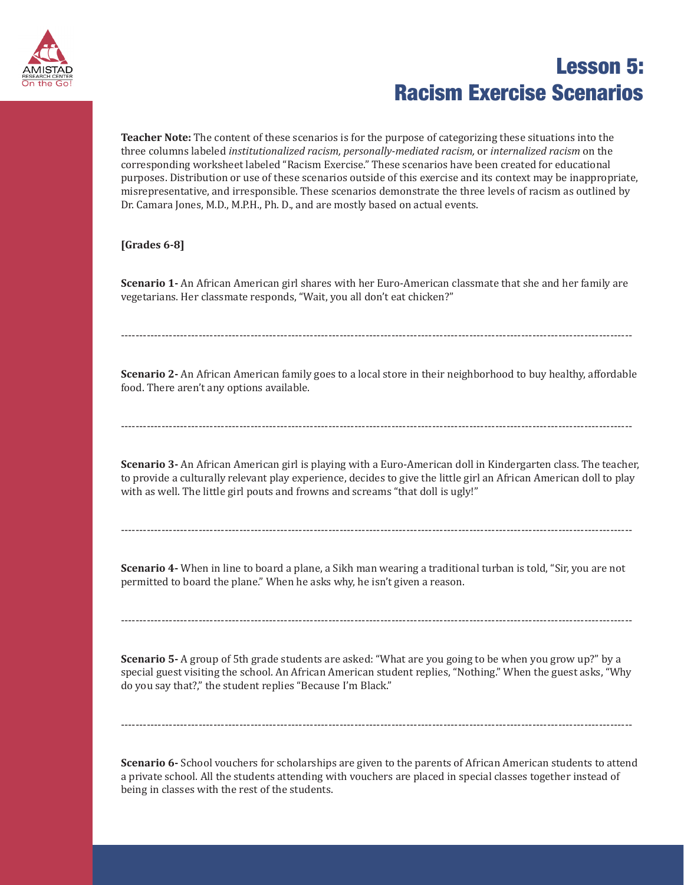# Lesson 5: Racism Exercise Scenarios

**Teacher Note:** The content of these scenarios is for the purpose of categorizing these situations into the three columns labeled *institutionalized racism, personally-mediated racism,* or *internalized racism* on the corresponding worksheet labeled "Racism Exercise." These scenarios have been created for educational purposes. Distribution or use of these scenarios outside of this exercise and its context may be inappropriate, misrepresentative, and irresponsible. These scenarios demonstrate the three levels of racism as outlined by Dr. Camara Jones, M.D., M.P.H., Ph. D., and are mostly based on actual events.

**[Grades 6-8]**

**Scenario 1-** An African American girl shares with her Euro-American classmate that she and her family are vegetarians. Her classmate responds, "Wait, you all don't eat chicken?"

---

**Scenario 2-** An African American family goes to a local store in their neighborhood to buy healthy, affordable food. There aren't any options available.

---

**Scenario 3-** An African American girl is playing with a Euro-American doll in Kindergarten class. The teacher, to provide a culturally relevant play experience, decides to give the little girl an African American doll to play with as well. The little girl pouts and frowns and screams "that doll is ugly!"

---

**Scenario 4-** When in line to board a plane, a Sikh man wearing a traditional turban is told, "Sir, you are not permitted to board the plane." When he asks why, he isn't given a reason.

---

**Scenario 5-** A group of 5th grade students are asked: "What are you going to be when you grow up?" by a special guest visiting the school. An African American student replies, "Nothing." When the guest asks, "Why do you say that?," the student replies "Because I'm Black."

---

**Scenario 6-** School vouchers for scholarships are given to the parents of African American students to attend a private school. All the students attending with vouchers are placed in special classes together instead of being in classes with the rest of the students.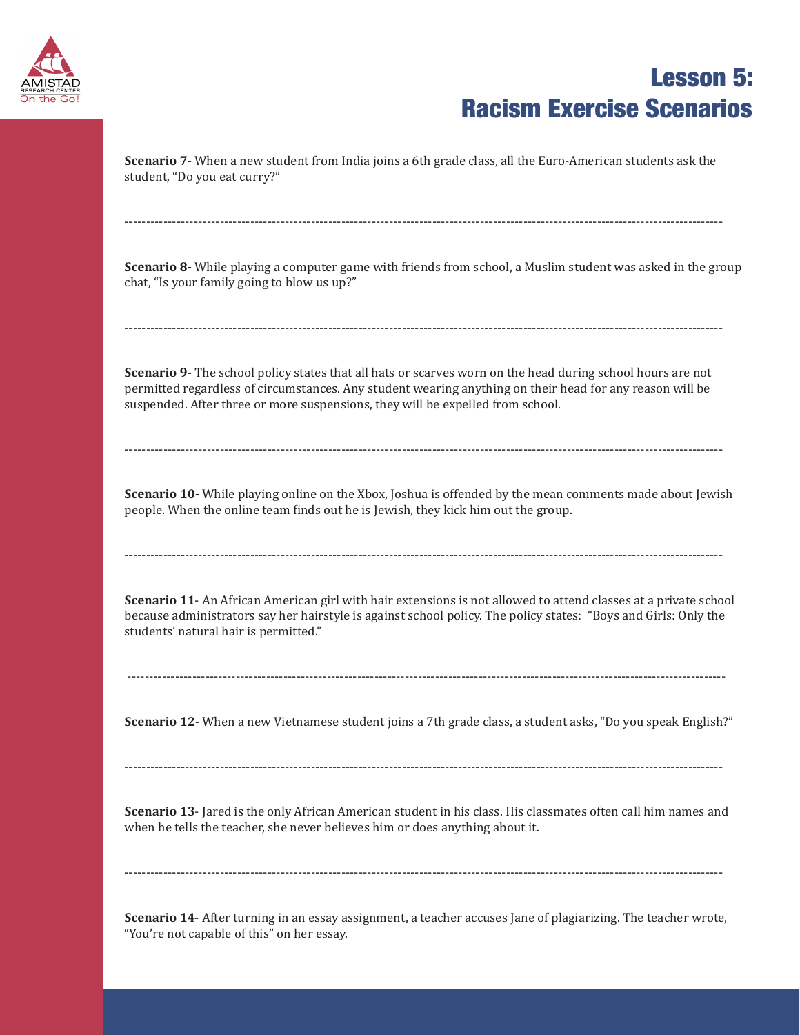# Lesson 5: Racism Exercise Scenarios

**Scenario 7-** When a new student from India joins a 6th grade class, all the Euro-American students ask the student, "Do you eat curry?"

---

**Scenario 8-** While playing a computer game with friends from school, a Muslim student was asked in the group chat, "Is your family going to blow us up?"

---

**Scenario 9-** The school policy states that all hats or scarves worn on the head during school hours are not permitted regardless of circumstances. Any student wearing anything on their head for any reason will be suspended. After three or more suspensions, they will be expelled from school.

---

**Scenario 10-** While playing online on the Xbox, Joshua is offended by the mean comments made about Jewish people. When the online team finds out he is Jewish, they kick him out the group.

---

**Scenario 11**- An African American girl with hair extensions is not allowed to attend classes at a private school because administrators say her hairstyle is against school policy. The policy states: "Boys and Girls: Only the students' natural hair is permitted."

---

**Scenario 12-** When a new Vietnamese student joins a 7th grade class, a student asks, "Do you speak English?"

---

**Scenario 13**- Jared is the only African American student in his class. His classmates often call him names and when he tells the teacher, she never believes him or does anything about it.

---

**Scenario 14**- After turning in an essay assignment, a teacher accuses Jane of plagiarizing. The teacher wrote, "You're not capable of this" on her essay.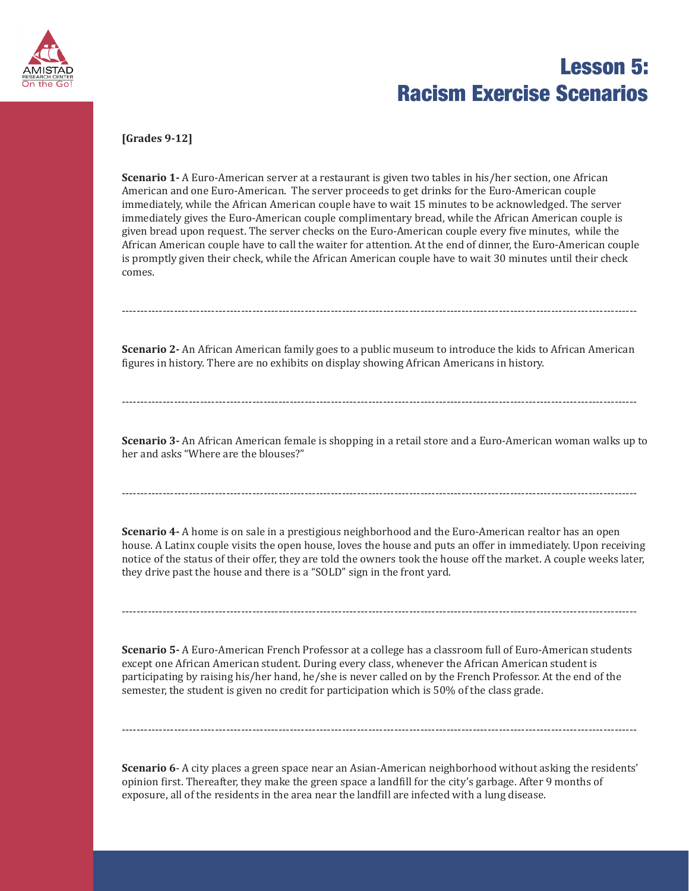# Lesson 5: Racism Exercise Scenarios

**[Grades 9-12]**

**Scenario 1-** A Euro-American server at a restaurant is given two tables in his/her section, one African American and one Euro-American. The server proceeds to get drinks for the Euro-American couple immediately, while the African American couple have to wait 15 minutes to be acknowledged. The server immediately gives the Euro-American couple complimentary bread, while the African American couple is given bread upon request. The server checks on the Euro-American couple every five minutes, while the African American couple have to call the waiter for attention. At the end of dinner, the Euro-American couple is promptly given their check, while the African American couple have to wait 30 minutes until their check comes.

---

**Scenario 2-** An African American family goes to a public museum to introduce the kids to African American figures in history. There are no exhibits on display showing African Americans in history.

---

**Scenario 3-** An African American female is shopping in a retail store and a Euro-American woman walks up to her and asks "Where are the blouses?"

---

**Scenario 4-** A home is on sale in a prestigious neighborhood and the Euro-American realtor has an open house. A Latinx couple visits the open house, loves the house and puts an offer in immediately. Upon receiving notice of the status of their offer, they are told the owners took the house off the market. A couple weeks later, they drive past the house and there is a "SOLD" sign in the front yard.

---

**Scenario 5-** A Euro-American French Professor at a college has a classroom full of Euro-American students except one African American student. During every class, whenever the African American student is participating by raising his/her hand, he/she is never called on by the French Professor. At the end of the semester, the student is given no credit for participation which is 50% of the class grade.

---

**Scenario 6**- A city places a green space near an Asian-American neighborhood without asking the residents' opinion first. Thereafter, they make the green space a landfill for the city's garbage. After 9 months of exposure, all of the residents in the area near the landfill are infected with a lung disease.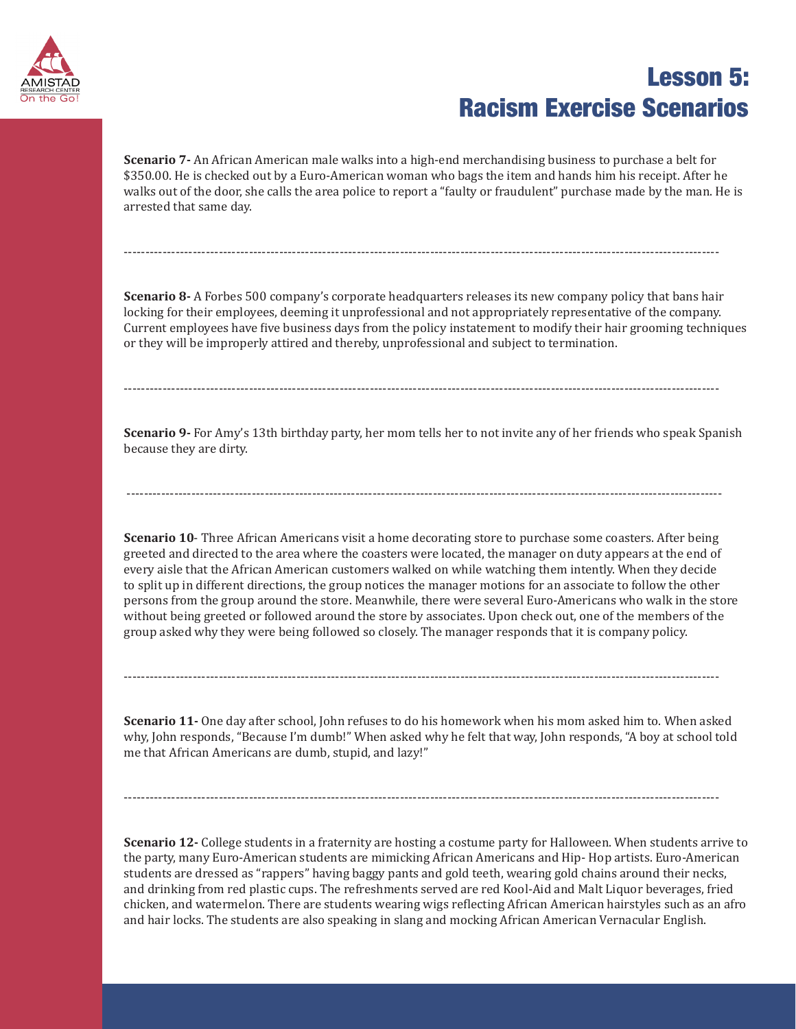# Lesson 5: Racism Exercise Scenarios

**Scenario 7-** An African American male walks into a high-end merchandising business to purchase a belt for $350.00. He is checked out by a Euro-American woman who bags the item and hands him his receipt. After he walks out of the door, she calls the area police to report a "faulty or fraudulent" purchase made by the man. He is arrested that same day.

---

**Scenario 8-** A Forbes 500 company's corporate headquarters releases its new company policy that bans hair locking for their employees, deeming it unprofessional and not appropriately representative of the company. Current employees have five business days from the policy instatement to modify their hair grooming techniques or they will be improperly attired and thereby, unprofessional and subject to termination.

---

**Scenario 9-** For Amy's 13th birthday party, her mom tells her to not invite any of her friends who speak Spanish because they are dirty.

---

**Scenario 10**- Three African Americans visit a home decorating store to purchase some coasters. After being greeted and directed to the area where the coasters were located, the manager on duty appears at the end of every aisle that the African American customers walked on while watching them intently. When they decide to split up in different directions, the group notices the manager motions for an associate to follow the other persons from the group around the store. Meanwhile, there were several Euro-Americans who walk in the store without being greeted or followed around the store by associates. Upon check out, one of the members of the group asked why they were being followed so closely. The manager responds that it is company policy.

---

**Scenario 11-** One day after school, John refuses to do his homework when his mom asked him to. When asked why, John responds, "Because I'm dumb!" When asked why he felt that way, John responds, "A boy at school told me that African Americans are dumb, stupid, and lazy!"

---

**Scenario 12-** College students in a fraternity are hosting a costume party for Halloween. When students arrive to the party, many Euro-American students are mimicking African Americans and Hip- Hop artists. Euro-American students are dressed as "rappers" having baggy pants and gold teeth, wearing gold chains around their necks, and drinking from red plastic cups. The refreshments served are red Kool-Aid and Malt Liquor beverages, fried chicken, and watermelon. There are students wearing wigs reflecting African American hairstyles such as an afro and hair locks. The students are also speaking in slang and mocking African American Vernacular English.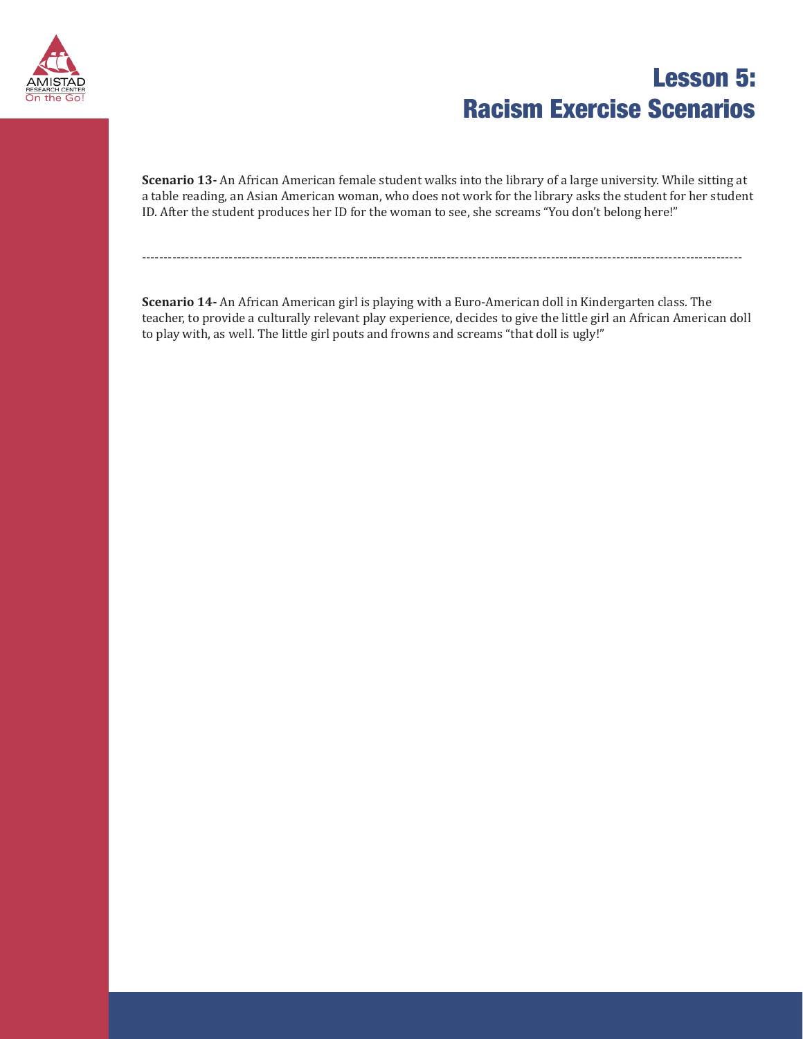# Lesson 5: Racism Exercise Scenarios

**Scenario 13-** An African American female student walks into the library of a large university. While sitting at a table reading, an Asian American woman, who does not work for the library asks the student for her student ID. After the student produces her ID for the woman to see, she screams "You don't belong here!"

---

**Scenario 14-** An African American girl is playing with a Euro-American doll in Kindergarten class. The teacher, to provide a culturally relevant play experience, decides to give the little girl an African American doll to play with, as well. The little girl pouts and frowns and screams "that doll is ugly!"